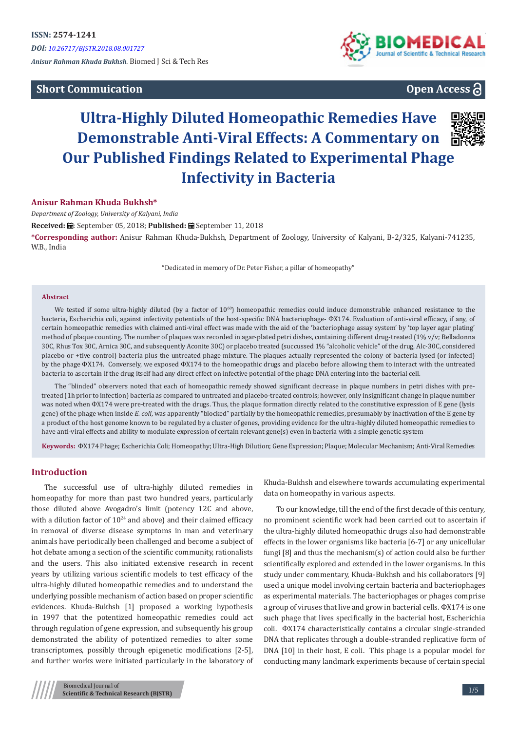ISSN: 2574-1241

*DOI: 10.26717/BJSTR.2018.08.001727*

*Anisur Rahman Khuda Bukhsh.* Biomed J Sci & Tech Res

**Short Commuication** | **Open Access**

# Ultra-Highly Diluted Homeopathic Remedies Have Demonstrable Anti-Viral Effects: A Commentary on Our Published Findings Related to Experimental Phage Infectivity in Bacteria

**Anisur Rahman Khuda Bukhsh***

*Department of Zoology, University of Kalyani, India*

**Received:** September 05, 2018; **Published:** September 11, 2018

***Corresponding author:** Anisur Rahman Khuda-Bukhsh, Department of Zoology, University of Kalyani, B-2/325, Kalyani-741235, W.B., India

"Dedicated in memory of Dr. Peter Fisher, a pillar of homeopathy"

## Abstract

We tested if some ultra-highly diluted (by a factor of $10^{60}$) homeopathic remedies could induce demonstrable enhanced resistance to the bacteria, Escherichia coli, against infectivity potentials of the host-specific DNA bacteriophage- ΦX174. Evaluation of anti-viral efficacy, if any, of certain homeopathic remedies with claimed anti-viral effect was made with the aid of the 'bacteriophage assay system' by 'top layer agar plating' method of plaque counting. The number of plaques was recorded in agar-plated petri dishes, containing different drug-treated (1% v/v; Belladonna 30C, Rhus Tox 30C, Arnica 30C, and subsequently Aconite 30C) or placebo treated (succussed 1% "alcoholic vehicle" of the drug, Alc-30C, considered placebo or +tive control) bacteria plus the untreated phage mixture. The plaques actually represented the colony of bacteria lysed (or infected) by the phage ΦX174. Conversely, we exposed ΦX174 to the homeopathic drugs and placebo before allowing them to interact with the untreated bacteria to ascertain if the drug itself had any direct effect on infective potential of the phage DNA entering into the bacterial cell.

The "blinded" observers noted that each of homeopathic remedy showed significant decrease in plaque numbers in petri dishes with pre-treated (1h prior to infection) bacteria as compared to untreated and placebo-treated controls; however, only insignificant change in plaque number was noted when ΦX174 were pre-treated with the drugs. Thus, the plaque formation directly related to the constitutive expression of E gene (lysis gene) of the phage when inside *E. coli*, was apparently "blocked" partially by the homeopathic remedies, presumably by inactivation of the E gene by a product of the host genome known to be regulated by a cluster of genes, providing evidence for the ultra-highly diluted homeopathic remedies to have anti-viral effects and ability to modulate expression of certain relevant gene(s) even in bacteria with a simple genetic system

**Keywords:** ΦX174 Phage; Escherichia Coli; Homeopathy; Ultra-High Dilution; Gene Expression; Plaque; Molecular Mechanism; Anti-Viral Remedies

## Introduction

The successful use of ultra-highly diluted remedies in homeopathy for more than past two hundred years, particularly those diluted above Avogadro's limit (potency 12C and above, with a dilution factor of $10^{24}$ and above) and their claimed efficacy in removal of diverse disease symptoms in man and veterinary animals have periodically been challenged and become a subject of hot debate among a section of the scientific community, rationalists and the users. This also initiated extensive research in recent years by utilizing various scientific models to test efficacy of the ultra-highly diluted homeopathic remedies and to understand the underlying possible mechanism of action based on proper scientific evidences. Khuda-Bukhsh [1] proposed a working hypothesis in 1997 that the potentized homeopathic remedies could act through regulation of gene expression, and subsequently his group demonstrated the ability of potentized remedies to alter some transcriptomes, possibly through epigenetic modifications [2-5], and further works were initiated particularly in the laboratory of Khuda-Bukhsh and elsewhere towards accumulating experimental data on homeopathy in various aspects.

To our knowledge, till the end of the first decade of this century, no prominent scientific work had been carried out to ascertain if the ultra-highly diluted homeopathic drugs also had demonstrable effects in the lower organisms like bacteria [6-7] or any unicellular fungi [8] and thus the mechanism(s) of action could also be further scientifically explored and extended in the lower organisms. In this study under commentary, Khuda-Bukhsh and his collaborators [9] used a unique model involving certain bacteria and bacteriophages as experimental materials. The bacteriophages or phages comprise a group of viruses that live and grow in bacterial cells. ΦX174 is one such phage that lives specifically in the bacterial host, Escherichia coli. ΦX174 characteristically contains a circular single-stranded DNA that replicates through a double-stranded replicative form of DNA [10] in their host, E coli. This phage is a popular model for conducting many landmark experiments because of certain special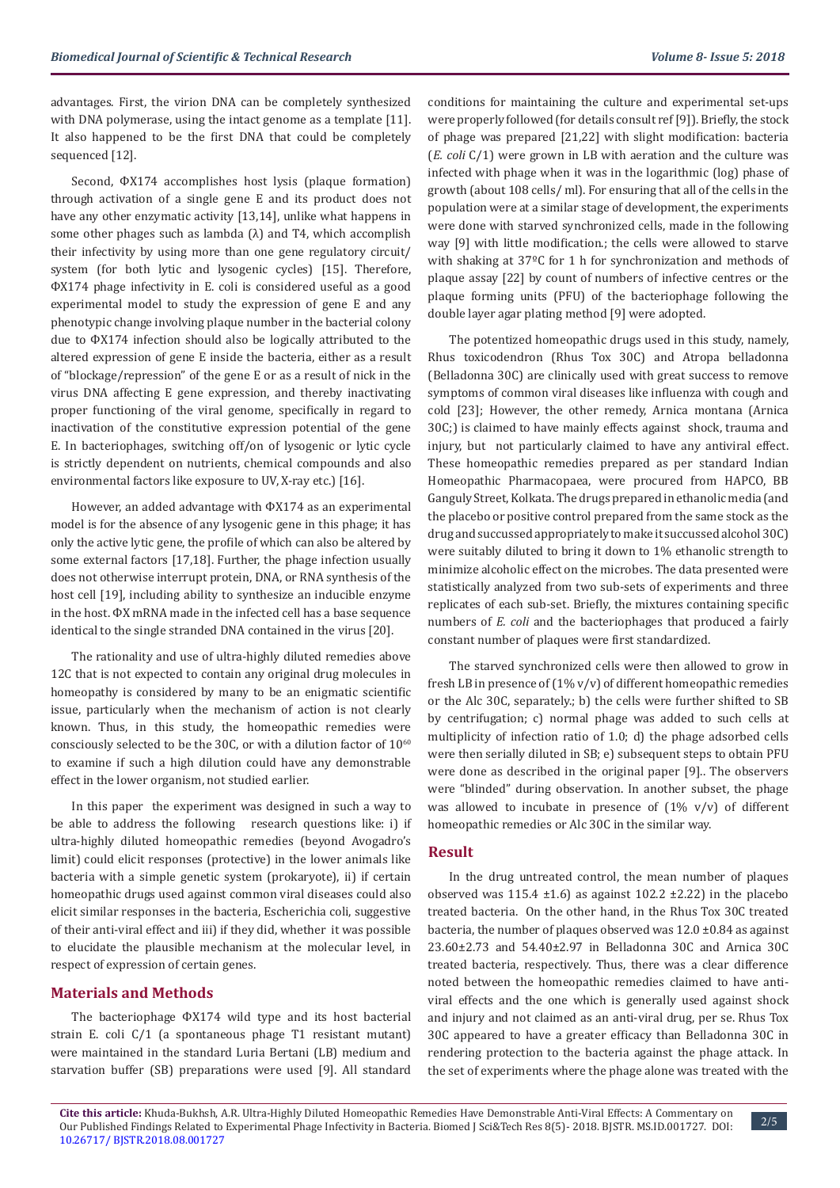advantages. First, the virion DNA can be completely synthesized with DNA polymerase, using the intact genome as a template [11]. It also happened to be the first DNA that could be completely sequenced [12].

Second, ΦX174 accomplishes host lysis (plaque formation) through activation of a single gene E and its product does not have any other enzymatic activity [13,14], unlike what happens in some other phages such as lambda (λ) and T4, which accomplish their infectivity by using more than one gene regulatory circuit/ system (for both lytic and lysogenic cycles) [15]. Therefore, ΦX174 phage infectivity in E. coli is considered useful as a good experimental model to study the expression of gene E and any phenotypic change involving plaque number in the bacterial colony due to ΦX174 infection should also be logically attributed to the altered expression of gene E inside the bacteria, either as a result of "blockage/repression" of the gene E or as a result of nick in the virus DNA affecting E gene expression, and thereby inactivating proper functioning of the viral genome, specifically in regard to inactivation of the constitutive expression potential of the gene E. In bacteriophages, switching off/on of lysogenic or lytic cycle is strictly dependent on nutrients, chemical compounds and also environmental factors like exposure to UV, X-ray etc.) [16].

However, an added advantage with ΦX174 as an experimental model is for the absence of any lysogenic gene in this phage; it has only the active lytic gene, the profile of which can also be altered by some external factors [17,18]. Further, the phage infection usually does not otherwise interrupt protein, DNA, or RNA synthesis of the host cell [19], including ability to synthesize an inducible enzyme in the host. ΦX mRNA made in the infected cell has a base sequence identical to the single stranded DNA contained in the virus [20].

The rationality and use of ultra-highly diluted remedies above 12C that is not expected to contain any original drug molecules in homeopathy is considered by many to be an enigmatic scientific issue, particularly when the mechanism of action is not clearly known. Thus, in this study, the homeopathic remedies were consciously selected to be the 30C, or with a dilution factor of $10^{60}$ to examine if such a high dilution could have any demonstrable effect in the lower organism, not studied earlier.

In this paper the experiment was designed in such a way to be able to address the following research questions like: i) if ultra-highly diluted homeopathic remedies (beyond Avogado's limit) could elicit responses (protective) in the lower animals like bacteria with a simple genetic system (prokaryote), ii) if certain homeopathic drugs used against common viral diseases could also elicit similar responses in the bacteria, Escherichia coli, suggestive of their anti-viral effect and iii) if they did, whether it was possible to elucidate the plausible mechanism at the molecular level, in respect of expression of certain genes.

## Materials and Methods

The bacteriophage ΦX174 wild type and its host bacterial strain E. coli C/1 (a spontaneous phage T1 resistant mutant) were maintained in the standard Luria Bertani (LB) medium and starvation buffer (SB) preparations were used [9]. All standard conditions for maintaining the culture and experimental set-ups were properly followed (for details consult ref [9]). Briefly, the stock of phage was prepared [21,22] with slight modification: bacteria (*E. coli* C/1) were grown in LB with aeration and the culture was infected with phage when it was in the logarithmic (log) phase of growth (about 108 cells/ ml). For ensuring that all of the cells in the population were at a similar stage of development, the experiments were done with starved synchronized cells, made in the following way [9] with little modification.; the cells were allowed to starve with shaking at 37ºC for 1 h for synchronization and methods of plaque assay [22] by count of numbers of infective centres or the plaque forming units (PFU) of the bacteriophage following the double layer agar plating method [9] were adopted.

The potentized homeopathic drugs used in this study, namely, Rhus toxicodendron (Rhus Tox 30C) and Atropa belladonna (Belladonna 30C) are clinically used with great success to remove symptoms of common viral diseases like influenza with cough and cold [23]; However, the other remedy, Arnica montana (Arnica 30C;) is claimed to have mainly effects against shock, trauma and injury, but not particularly claimed to have any antiviral effect. These homeopathic remedies prepared as per standard Indian Homeopathic Pharmacopaea, were procured from HAPCO, BB Ganguly Street, Kolkata. The drugs prepared in ethanolic media (and the placebo or positive control prepared from the same stock as the drug and succussed appropriately to make it succussed alcohol 30C) were suitably diluted to bring it down to 1% ethanolic strength to minimize alcoholic effect on the microbes. The data presented were statistically analyzed from two sub-sets of experiments and three replicates of each sub-set. Briefly, the mixtures containing specific numbers of *E. coli* and the bacteriophages that produced a fairly constant number of plaques were first standardized.

The starved synchronized cells were then allowed to grow in fresh LB in presence of (1% v/v) of different homeopathic remedies or the Alc 30C, separately.; b) the cells were further shifted to SB by centrifugation; c) normal phage was added to such cells at multiplicity of infection ratio of 1.0; d) the phage adsorbed cells were then serially diluted in SB; e) subsequent steps to obtain PFU were done as described in the original paper [9].. The observers were "blinded" during observation. In another subset, the phage was allowed to incubate in presence of (1% v/v) of different homeopathic remedies or Alc 30C in the similar way.

## Result

In the drug untreated control, the mean number of plaques observed was 115.4 ±1.6) as against 102.2 ±2.22) in the placebo treated bacteria. On the other hand, in the Rhus Tox 30C treated bacteria, the number of plaques observed was 12.0 ±0.84 as against 23.60±2.73 and 54.40±2.97 in Belladonna 30C and Arnica 30C treated bacteria, respectively. Thus, there was a clear difference noted between the homeopathic remedies claimed to have anti-viral effects and the one which is generally used against shock and injury and not claimed as an anti-viral drug, per se. Rhus Tox 30C appeared to have a greater efficacy than Belladonna 30C in rendering protection to the bacteria against the phage attack. In the set of experiments where the phage alone was treated with the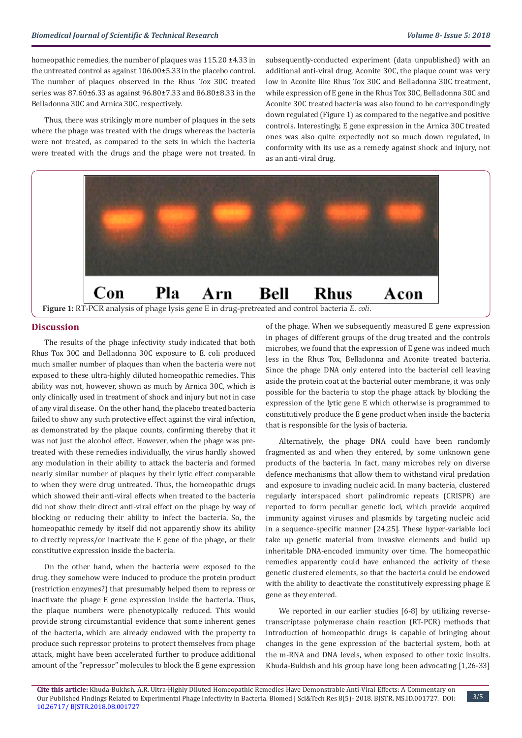homeopathic remedies, the number of plaques was 115.20 ±4.33 in the untreated control as against 106.00±5.33 in the placebo control. The number of plaques observed in the Rhus Tox 30C treated series was 87.60±6.33 as against 96.80±7.33 and 86.80±8.33 in the Belladonna 30C and Arnica 30C, respectively.

Thus, there was strikingly more number of plaques in the sets where the phage was treated with the drugs whereas the bacteria were not treated, as compared to the sets in which the bacteria were treated with the drugs and the phage were not treated. In subsequently-conducted experiment (data unpublished) with an additional anti-viral drug, Aconite 30C, the plaque count was very low in Aconite like Rhus Tox 30C and Belladonna 30C treatment, while expression of E gene in the Rhus Tox 30C, Belladonna 30C and Aconite 30C treated bacteria was also found to be correspondingly down regulated (Figure 1) as compared to the negative and positive controls. Interestingly, E gene expression in the Arnica 30C treated ones was also quite expectedly not so much down regulated, in conformity with its use as a remedy against shock and injury, not as an anti-viral drug.

Con Pla Arn Bell Rhus Acon

**Figure 1:** RT-PCR analysis of phage lysis gene E in drug-pretreated and control bacteria *E. coli*.

## Discussion

The results of the phage infectivity study indicated that both Rhus Tox 30C and Belladonna 30C exposure to E. coli produced much smaller number of plaques than when the bacteria were not exposed to these ultra-highly diluted homeopathic remedies. This ability was not, however, shown as much by Arnica 30C, which is only clinically used in treatment of shock and injury but not in case of any viral disease. On the other hand, the placebo treated bacteria failed to show any such protective effect against the viral infection, as demonstrated by the plaque counts, confirming thereby that it was not just the alcohol effect. However, when the phage was pre-treated with these remedies individually, the virus hardly showed any modulation in their ability to attack the bacteria and formed nearly similar number of plaques by their lytic effect comparable to when they were drug untreated. Thus, the homeopathic drugs which showed their anti-viral effects when treated to the bacteria did not show their direct anti-viral effect on the phage by way of blocking or reducing their ability to infect the bacteria. So, the homeopathic remedy by itself did not apparently show its ability to directly repress/or inactivate the E gene of the phage, or their constitutive expression inside the bacteria.

On the other hand, when the bacteria were exposed to the drug, they somehow were induced to produce the protein product (restriction enzymes?) that presumably helped them to repress or inactivate the phage E gene expression inside the bacteria. Thus, the plaque numbers were phenotypically reduced. This would provide strong circumstantial evidence that some inherent genes of the bacteria, which are already endowed with the property to produce such repressor proteins to protect themselves from phage attack, might have been accelerated further to produce additional amount of the "repressor" molecules to block the E gene expression of the phage. When we subsequently measured E gene expression in phages of different groups of the drug treated and the controls microbes, we found that the expression of E gene was indeed much less in the Rhus Tox, Belladonna and Aconite treated bacteria. Since the phage DNA only entered into the bacterial cell leaving aside the protein coat at the bacterial outer membrane, it was only possible for the bacteria to stop the phage attack by blocking the expression of the lytic gene E which otherwise is programmed to constitutively produce the E gene product when inside the bacteria that is responsible for the lysis of bacteria.

Alternatively, the phage DNA could have been randomly fragmented as and when they entered, by some unknown gene products of the bacteria. In fact, many microbes rely on diverse defence mechanisms that allow them to withstand viral predation and exposure to invading nucleic acid. In many bacteria, clustered regularly interspaced short palindromic repeats (CRISPR) are reported to form peculiar genetic loci, which provide acquired immunity against viruses and plasmids by targeting nucleic acid in a sequence-specific manner [24,25]. These hyper-variable loci take up genetic material from invasive elements and build up inheritable DNA-encoded immunity over time. The homeopathic remedies apparently could have enhanced the activity of these genetic clustered elements, so that the bacteria could be endowed with the ability to deactivate the constitutively expressing phage E gene as they entered.

We reported in our earlier studies [6-8] by utilizing reverse-transcriptase polymerase chain reaction (RT-PCR) methods that introduction of homeopathic drugs is capable of bringing about changes in the gene expression of the bacterial system, both at the m-RNA and DNA levels, when exposed to other toxic insults. Khuda-Bukhsh and his group have long been advocating [1,26-33]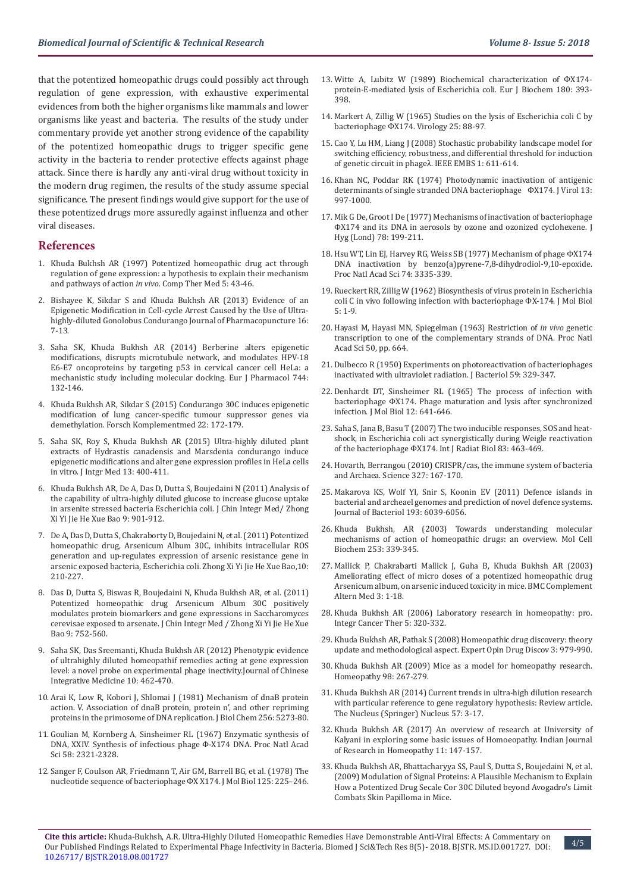that the potentized homeopathic drugs could possibly act through regulation of gene expression, with exhaustive experimental evidences from both the higher organisms like mammals and lower organisms like yeast and bacteria. The results of the study under commentary provide yet another strong evidence of the capability of the potentized homeopathic drugs to trigger specific gene activity in the bacteria to render protective effects against phage attack. Since there is hardly any anti-viral drug without toxicity in the modern drug regimen, the results of the study assume special significance. The present findings would give support for the use of these potentized drugs more assuredly against influenza and other viral diseases.

## References

1. Khuda Bukhsh AR (1997) Potentized homeopathic drug act through regulation of gene expression: a hypothesis to explain their mechanism and pathways of action *in vivo*. Comp Ther Med 5: 43-46.
2. Bishayee K, Sikdar S and Khuda Bukhsh AR (2013) Evidence of an Epigenetic Modification in Cell-cycle Arrest Caused by the Use of Ultra-highly-diluted Gonolobus Condurango Journal of Pharmacopuncture 16: 7-13.
3. Saha SK, Khuda Bukhsh AR (2014) Berberine alters epigenetic modifications, disrupts microtubule network, and modulates HPV-18 E6-E7 oncoproteins by targeting p53 in cervical cancer cell HeLa: a mechanistic study including molecular docking. Eur J Pharmacol 744: 132-146.
4. Khuda Bukhsh AR, Sikdar S (2015) Condurango 30C induces epigenetic modification of lung cancer-specific tumour suppressor genes via demethylation. Forsch Komplementmed 22: 172-179.
5. Saha SK, Roy S, Khuda Bukhsh AR (2015) Ultra-highly diluted plant extracts of Hydrastis canadensis and Marsdenia condurango induce epigenetic modifications and alter gene expression profiles in HeLa cells in vitro. J Intgr Med 13: 400-411.
6. Khuda Bukhsh AR, De A, Das D, Dutta S, Boujedaini N (2011) Analysis of the capability of ultra-highly diluted glucose to increase glucose uptake in arsenite stressed bacteria Escherichia coli. J Chin Integr Med/ Zhong Xi Yi Jie He Xue Bao 9: 901-912.
7. De A, Das D, Dutta S, Chakraborty D, Boujedaini N, et al. (2011) Potentized homeopathic drug, Arsenicum Album 30C, inhibits intracellular ROS generation and up-regulates expression of arsenic resistance gene in arsenic exposed bacteria, Escherichia coli. Zhong Xi Yi Jie He Xue Bao,10: 210-227.
8. Das D, Dutta S, Biswas R, Boujedaini N, Khuda Bukhsh AR, et al. (2011) Potentized homeopathic drug Arsenicum Album 30C positively modulates protein biomarkers and gene expressions in Saccharomyces cerevisae exposed to arsenate. J Chin Integr Med / Zhong Xi Yi Jie He Xue Bao 9: 752-560.
9. Saha SK, Das Sreemanti, Khuda Bukhsh AR (2012) Phenotypic evidence of ultrahighly diluted homeopathif remedies acting at gene expression level: a novel probe on experimental phage inectivity.Journal of Chinese Integrative Medicine 10: 462-470.
10. Arai K, Low R, Kobori J, Shlomai J (1981) Mechanism of dnaB protein action. V. Association of dnaB protein, protein n', and other repriming proteins in the primosome of DNA replication. J Biol Chem 256: 5273-80.
11. Goulian M, Kornberg A, Sinsheimer RL (1967) Enzymatic synthesis of DNA, XXIV. Synthesis of infectious phage Φ-X174 DNA. Proc Natl Acad Sci 58: 2321-2328.
12. Sanger F, Coulson AR, Friedmann T, Air GM, Barrell BG, et al. (1978) The nucleotide sequence of bacteriophage ΦX X174. J Mol Biol 125: 225–246.
13. Witte A, Lubitz W (1989) Biochemical characterization of ΦX174-protein-E-mediated lysis of Escherichia coli. Eur J Biochem 180: 393-398.
14. Markert A, Zillig W (1965) Studies on the lysis of Escherichia coli C by bacteriophage ΦX174. Virology 25: 88-97.
15. Cao Y, Lu HM, Liang J (2008) Stochastic probability landscape model for switching efficiency, robustness, and differential threshold for induction of genetic circuit in phageλ. IEEE EMBS 1: 611-614.
16. Khan NC, Poddar RK (1974) Photodynamic inactivation of antigenic determinants of single stranded DNA bacteriophage ΦX174. J Virol 13: 997-1000.
17. Mik G De, Groot I De (1977) Mechanisms of inactivation of bacteriophage ΦX174 and its DNA in aerosols by ozone and ozonized cyclohexene. J Hyg (Lond) 78: 199-211.
18. Hsu WT, Lin EJ, Harvey RG, Weiss SB (1977) Mechanism of phage ΦX174 DNA inactivation by benzo(a)pyrene-7,8-dihydrodiol-9,10-epoxide. Proc Natl Acad Sci 74: 3335-339.
19. Rueckert RR, Zillig W (1962) Biosynthesis of virus protein in Escherichia coli C in vivo following infection with bacteriophage ΦX-174. J Mol Biol 5: 1-9.
20. Hayasi M, Hayasi MN, Spiegelman (1963) Restriction of *in vivo* genetic transcription to one of the complementary strands of DNA. Proc Natl Acad Sci 50, pp. 664.
21. Dulbecco R (1950) Experiments on photoreactivation of bacteriophages inactivated with ultraviolet radiation. J Bacteriol 59: 329-347.
22. Denhardt DT, Sinsheimer RL (1965) The process of infection with bacteriophage ΦX174. Phage maturation and lysis after synchronized infection. J Mol Biol 12: 641-646.
23. Saha S, Jana B, Basu T (2007) The two inducible responses, SOS and heat-shock, in Escherichia coli act synergistically during Weigle reactivation of the bacteriophage ΦX174. Int J Radiat Biol 83: 463-469.
24. Hovarth, Berrangou (2010) CRISPR/cas, the immune system of bacteria and Archaea. Science 327: 167-170.
25. Makarova KS, Wolf YI, Snir S, Koonin EV (2011) Defence islands in bacterial and archaeal genomes and prediction of novel defence systems. Journal of Bacteriol 193: 6039-6056.
26. Khuda Bukhsh, AR (2003) Towards understanding molecular mechanisms of action of homeopathic drugs: an overview. Mol Cell Biochem 253: 339-345.
27. Mallick P, Chakrabarti Mallick J, Guha B, Khuda Bukhsh AR (2003) Ameliorating effect of micro doses of a potentized homeopathic drug Arsenicum album, on arsenic induced toxicity in mice. BMC Complement Altern Med 3: 1-18.
28. Khuda Bukhsh AR (2006) Laboratory research in homeopathy: pro. Integr Cancer Ther 5: 320-332.
29. Khuda Bukhsh AR, Pathak S (2008) Homeopathic drug discovery: theory update and methodological aspect. Expert Opin Drug Discov 3: 979-990.
30. Khuda Bukhsh AR (2009) Mice as a model for homeopathy research. Homeopathy 98: 267-279.
31. Khuda Bukhsh AR (2014) Current trends in ultra-high dilution research with particular reference to gene regulatory hypothesis: Review article. The Nucleus (Springer) Nucleus 57: 3-17.
32. Khuda Bukhsh AR (2017) An overview of research at University of Kalyani in exploring some basic issues of Homoeopathy. Indian Journal of Research in Homeopathy 11: 147-157.
33. Khuda Bukhsh AR, Bhattacharyya SS, Paul S, Dutta S, Boujedaini N, et al. (2009) Modulation of Signal Proteins: A Plausible Mechanism to Explain How a Potentized Drug Secale Cor 30C Diluted beyond Avogadro's Limit Combats Skin Papilloma in Mice.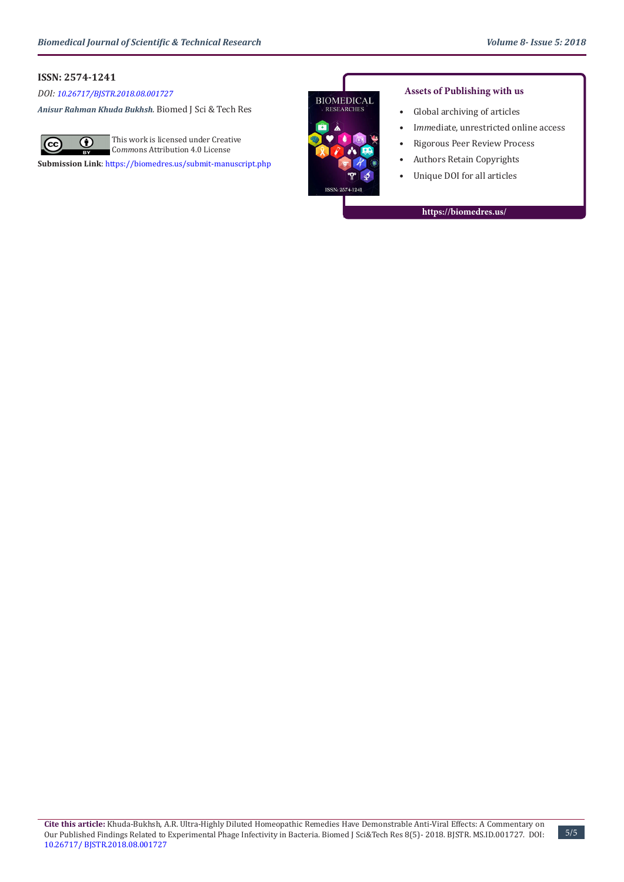**ISSN: 2574-1241**

*DOI: 10.26717/BJSTR.2018.08.001727*

***Anisur Rahman Khuda Bukhsh.*** Biomed J Sci & Tech Res

This work is licensed under Creative Commons Attribution 4.0 License

**Submission Link**: https://biomedres.us/submit-manuscript.php

**Assets of Publishing with us**

- Global archiving of articles
- Immediate, unrestricted online access
- Rigorous Peer Review Process
- Authors Retain Copyrights
- Unique DOI for all articles

**https://biomedres.us/**

**Cite this article:** Khuda-Bukhsh, A.R. Ultra-Highly Diluted Homeopathic Remedies Have Demonstrable Anti-Viral Effects: A Commentary on Our Published Findings Related to Experimental Phage Infectivity in Bacteria. Biomed J Sci&Tech Res 8(5)- 2018. BJSTR. MS.ID.001727. DOI: 10.26717/ BJSTR.2018.08.001727